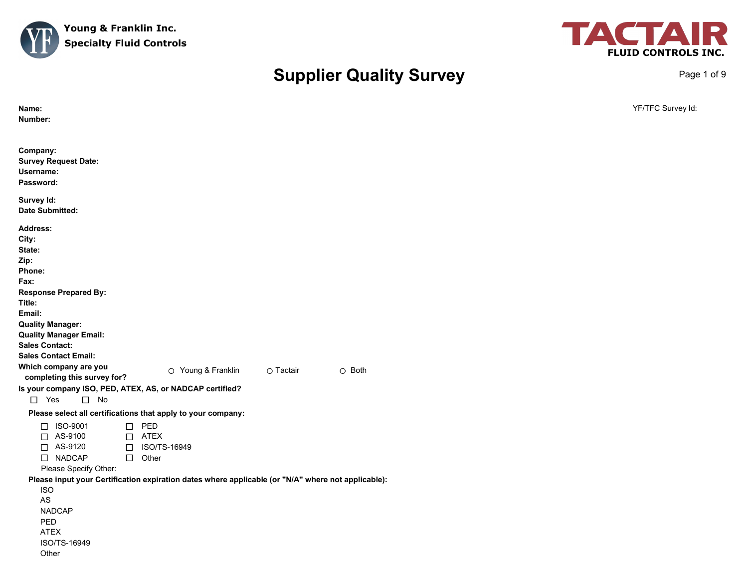Young & Franklin Inc.
Specialty Fluid Controls

TACTAIR
FLUID CONTROLS INC.

# Supplier Quality Survey

**Name:**
**Number:**

YF/TFC Survey Id:

**Company:**
**Survey Request Date:**
**Username:**
**Password:**

**Survey Id:**
**Date Submitted:**

**Address:**
**City:**
**State:**
**Zip:**
**Phone:**
**Fax:**
**Response Prepared By:**
**Title:**
**Email:**
**Quality Manager:**
**Quality Manager Email:**
**Sales Contact:**
**Sales Contact Email:**

**Which company are you completing this survey for?**

○ Young & Franklin ○ Tactair ○ Both

**Is your company ISO, PED, ATEX, AS, or NADCAP certified?**

☐ Yes ☐ No

**Please select all certifications that apply to your company:**

☐ ISO-9001 ☐ PED
☐ AS-9100 ☐ ATEX
☐ AS-9120 ☐ ISO/TS-16949
☐ NADCAP ☐ Other

Please Specify Other:

**Please input your Certification expiration dates where applicable (or "N/A" where not applicable):**

ISO
AS
NADCAP
PED
ATEX
ISO/TS-16949
Other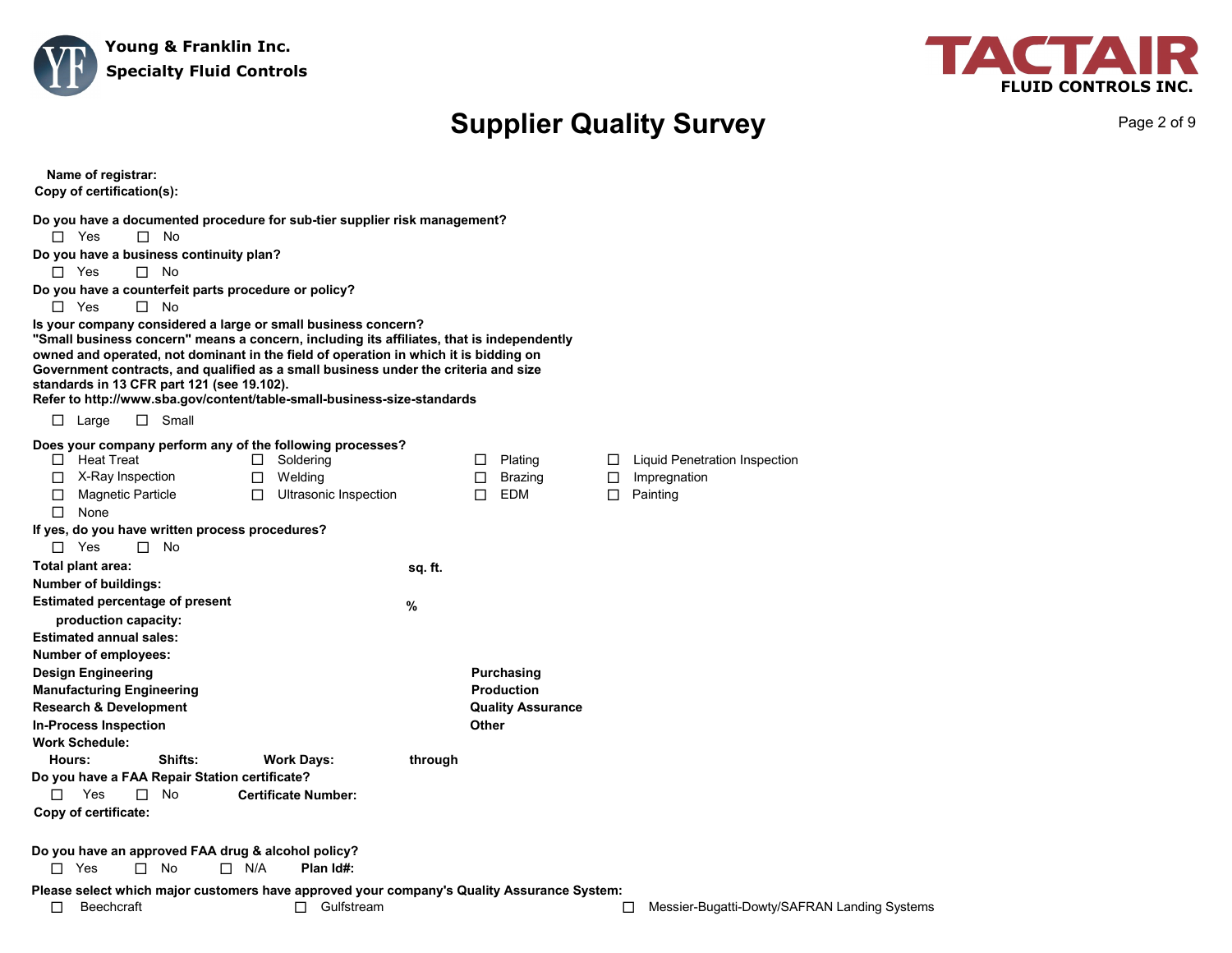Young & Franklin Inc.
Specialty Fluid Controls

TACTAIR FLUID CONTROLS INC.

# Supplier Quality Survey

**Name of registrar:**

**Copy of certification(s):**

**Do you have a documented procedure for sub-tier supplier risk management?**

☐ Yes ☐ No

**Do you have a business continuity plan?**

☐ Yes ☐ No

**Do you have a counterfeit parts procedure or policy?**

☐ Yes ☐ No

**Is your company considered a large or small business concern?**
**"Small business concern" means a concern, including its affiliates, that is independently owned and operated, not dominant in the field of operation in which it is bidding on Government contracts, and qualified as a small business under the criteria and size standards in 13 CFR part 121 (see 19.102).**
**Refer to http://www.sba.gov/content/table-small-business-size-standards**

☐ Large ☐ Small

**Does your company perform any of the following processes?**

| | | | |
|---|---|---|---|
| ☐ Heat Treat | ☐ Soldering | ☐ Plating | ☐ Liquid Penetration Inspection |
| ☐ X-Ray Inspection | ☐ Welding | ☐ Brazing | ☐ Impregnation |
| ☐ Magnetic Particle | ☐ Ultrasonic Inspection | ☐ EDM | ☐ Painting |
| ☐ None | | | |

**If yes, do you have written process procedures?**

☐ Yes ☐ No

**Total plant area:** **sq. ft.**

**Number of buildings:**

**Estimated percentage of present production capacity:** **%**

**Estimated annual sales:**

**Number of employees:**

| | |
|---|---|
| **Design Engineering** | **Purchasing** |
| **Manufacturing Engineering** | **Production** |
| **Research & Development** | **Quality Assurance** |
| **In-Process Inspection** | **Other** |

**Work Schedule:**

**Hours:** **Shifts:** **Work Days:** **through**

**Do you have a FAA Repair Station certificate?**

☐ Yes ☐ No **Certificate Number:**

**Copy of certificate:**

**Do you have an approved FAA drug & alcohol policy?**

☐ Yes ☐ No ☐ N/A **Plan Id#:**

**Please select which major customers have approved your company's Quality Assurance System:**

☐ Beechcraft ☐ Gulfstream ☐ Messier-Bugatti-Dowty/SAFRAN Landing Systems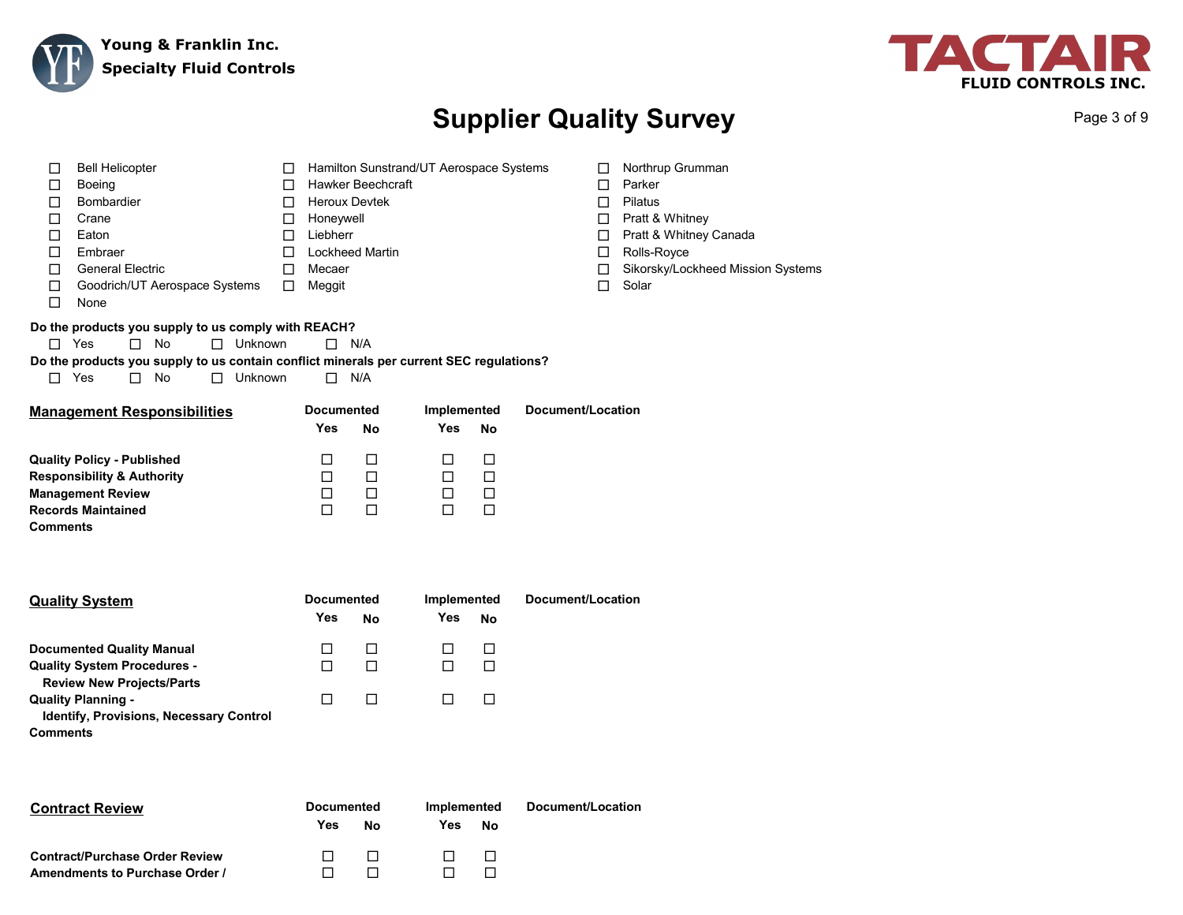# Supplier Quality Survey

- ☐ Bell Helicopter
- ☐ Boeing
- ☐ Bombardier
- ☐ Crane
- ☐ Eaton
- ☐ Embraer
- ☐ General Electric
- ☐ Goodrich/UT Aerospace Systems
- ☐ None
- ☐ Hamilton Sunstrand/UT Aerospace Systems
- ☐ Hawker Beechcraft
- ☐ Heroux Devtek
- ☐ Honeywell
- ☐ Liebherr
- ☐ Lockheed Martin
- ☐ Mecaer
- ☐ Meggit
- ☐ Northrup Grumman
- ☐ Parker
- ☐ Pilatus
- ☐ Pratt & Whitney
- ☐ Pratt & Whitney Canada
- ☐ Rolls-Royce
- ☐ Sikorsky/Lockheed Mission Systems
- ☐ Solar

**Do the products you supply to us comply with REACH?**

☐ Yes ☐ No ☐ Unknown ☐ N/A

**Do the products you supply to us contain conflict minerals per current SEC regulations?**

☐ Yes ☐ No ☐ Unknown ☐ N/A

## Management Responsibilities

| | Documented | | Implemented | | Document/Location |
|---|---|---|---|---|---|
| | Yes | No | Yes | No | |
| **Quality Policy - Published** | ☐ | ☐ | ☐ | ☐ | |
| **Responsibility & Authority** | ☐ | ☐ | ☐ | ☐ | |
| **Management Review** | ☐ | ☐ | ☐ | ☐ | |
| **Records Maintained** | ☐ | ☐ | ☐ | ☐ | |

**Comments**

## Quality System

| | Documented | | Implemented | | Document/Location |
|---|---|---|---|---|---|
| | Yes | No | Yes | No | |
| **Documented Quality Manual** | ☐ | ☐ | ☐ | ☐ | |
| **Quality System Procedures - Review New Projects/Parts** | ☐ | ☐ | ☐ | ☐ | |
| **Quality Planning - Identify, Provisions, Necessary Control** | ☐ | ☐ | ☐ | ☐ | |

**Comments**

## Contract Review

| | Documented | | Implemented | | Document/Location |
|---|---|---|---|---|---|
| | Yes | No | Yes | No | |
| **Contract/Purchase Order Review** | ☐ | ☐ | ☐ | ☐ | |
| **Amendments to Purchase Order /** | ☐ | ☐ | ☐ | ☐ | |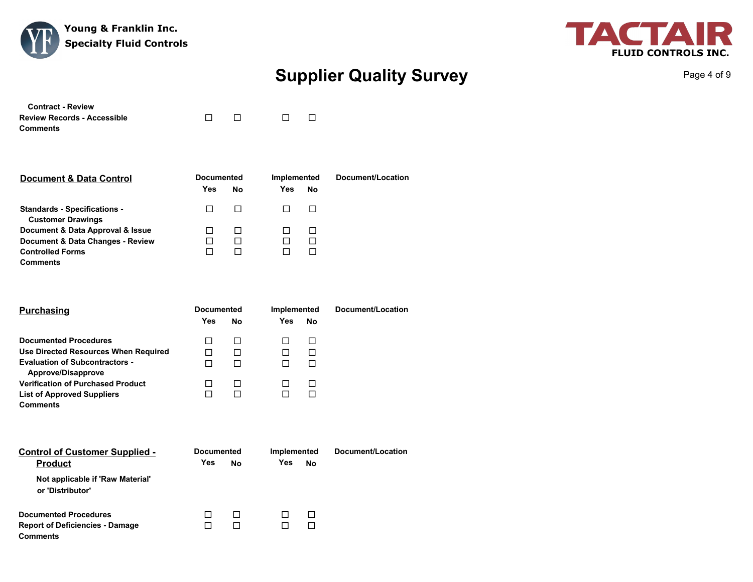# Supplier Quality Survey

| Contract - Review | | | | | |
|---|---|---|---|---|---|
| Review Records - Accessible | ☐ | ☐ | ☐ | ☐ | |
| Comments | | | | | |

## Document & Data Control

| | Documented | | Implemented | | Document/Location |
|---|---|---|---|---|---|
| | Yes | No | Yes | No | |
| Standards - Specifications - Customer Drawings | ☐ | ☐ | ☐ | ☐ | |
| Document & Data Approval & Issue | ☐ | ☐ | ☐ | ☐ | |
| Document & Data Changes - Review | ☐ | ☐ | ☐ | ☐ | |
| Controlled Forms | ☐ | ☐ | ☐ | ☐ | |
| Comments | | | | | |

## Purchasing

| | Documented | | Implemented | | Document/Location |
|---|---|---|---|---|---|
| | Yes | No | Yes | No | |
| Documented Procedures | ☐ | ☐ | ☐ | ☐ | |
| Use Directed Resources When Required | ☐ | ☐ | ☐ | ☐ | |
| Evaluation of Subcontractors - Approve/Disapprove | ☐ | ☐ | ☐ | ☐ | |
| Verification of Purchased Product | ☐ | ☐ | ☐ | ☐ | |
| List of Approved Suppliers | ☐ | ☐ | ☐ | ☐ | |
| Comments | | | | | |

## Control of Customer Supplied - Product

Not applicable if 'Raw Material' or 'Distributor'

| | Documented | | Implemented | | Document/Location |
|---|---|---|---|---|---|
| | Yes | No | Yes | No | |
| Documented Procedures | ☐ | ☐ | ☐ | ☐ | |
| Report of Deficiencies - Damage | ☐ | ☐ | ☐ | ☐ | |
| Comments | | | | | |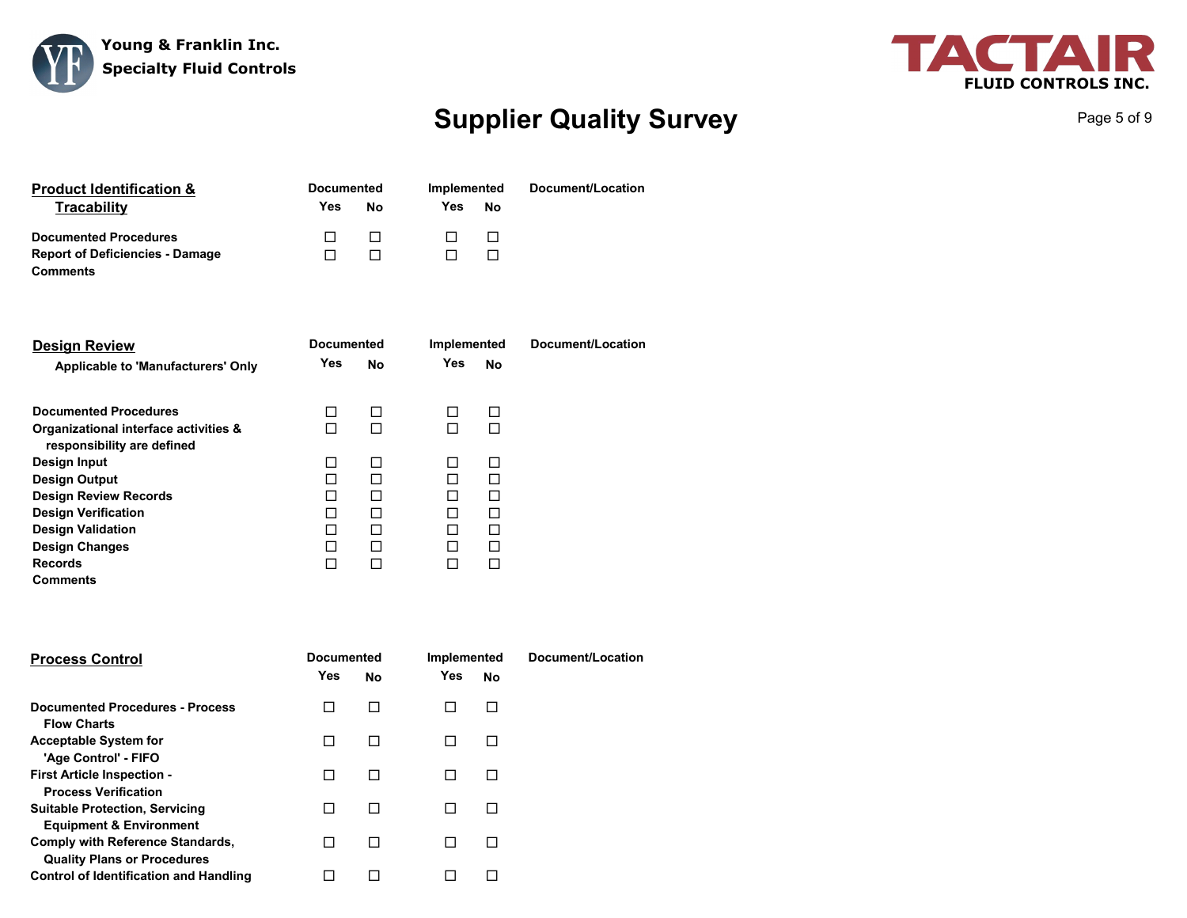Young & Franklin Inc.
Specialty Fluid Controls

TACTAIR FLUID CONTROLS INC.

# Supplier Quality Survey

| **Product Identification & Tracability** | Documented | | Implemented | | Document/Location |
|---|---|---|---|---|---|
| | Yes | No | Yes | No | |
| Documented Procedures | ☐ | ☐ | ☐ | ☐ | |
| Report of Deficiencies - Damage | ☐ | ☐ | ☐ | ☐ | |
| Comments | | | | | |

| **Design Review** | Documented | | Implemented | | Document/Location |
|---|---|---|---|---|---|
| Applicable to 'Manufacturers' Only | Yes | No | Yes | No | |
| Documented Procedures | ☐ | ☐ | ☐ | ☐ | |
| Organizational interface activities & responsibility are defined | ☐ | ☐ | ☐ | ☐ | |
| Design Input | ☐ | ☐ | ☐ | ☐ | |
| Design Output | ☐ | ☐ | ☐ | ☐ | |
| Design Review Records | ☐ | ☐ | ☐ | ☐ | |
| Design Verification | ☐ | ☐ | ☐ | ☐ | |
| Design Validation | ☐ | ☐ | ☐ | ☐ | |
| Design Changes | ☐ | ☐ | ☐ | ☐ | |
| Records | ☐ | ☐ | ☐ | ☐ | |
| Comments | | | | | |

| **Process Control** | Documented | | Implemented | | Document/Location |
|---|---|---|---|---|---|
| | Yes | No | Yes | No | |
| Documented Procedures - Process Flow Charts | ☐ | ☐ | ☐ | ☐ | |
| Acceptable System for 'Age Control' - FIFO | ☐ | ☐ | ☐ | ☐ | |
| First Article Inspection - Process Verification | ☐ | ☐ | ☐ | ☐ | |
| Suitable Protection, Servicing Equipment & Environment | ☐ | ☐ | ☐ | ☐ | |
| Comply with Reference Standards, Quality Plans or Procedures | ☐ | ☐ | ☐ | ☐ | |
| Control of Identification and Handling | ☐ | ☐ | ☐ | ☐ | |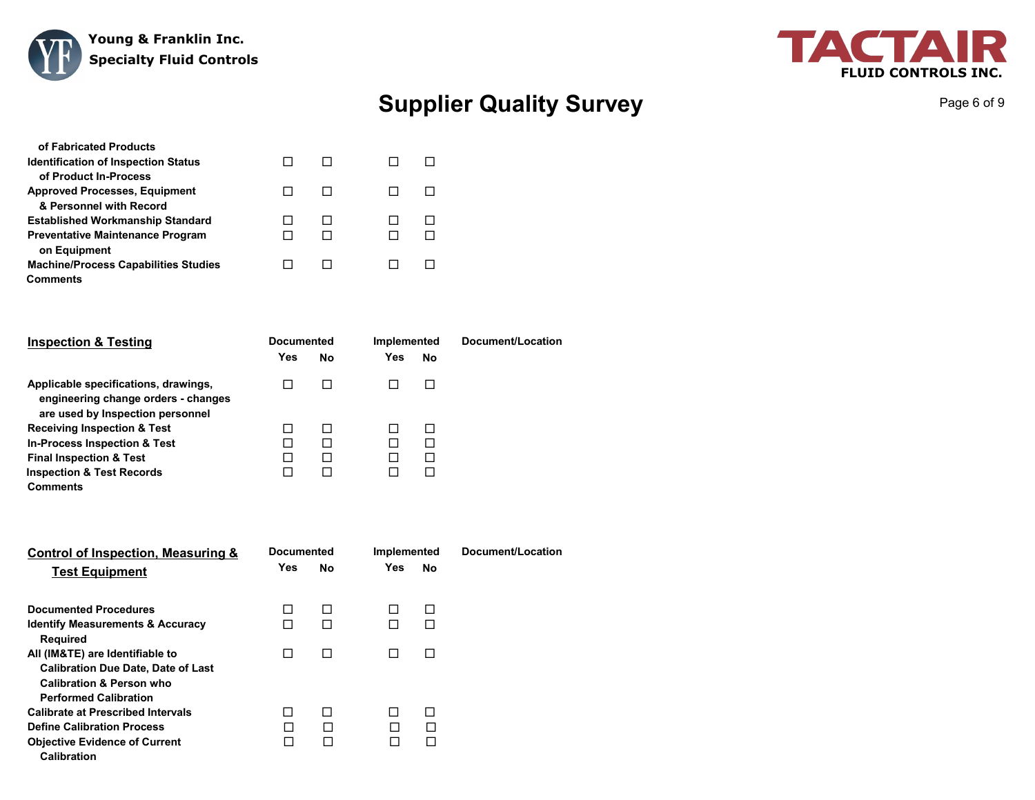| | Documented Yes | Documented No | Implemented Yes | Implemented No | Document/Location |
|---|---|---|---|---|---|
| of Fabricated Products | | | | | |
| Identification of Inspection Status of Product In-Process | ☐ | ☐ | ☐ | ☐ | |
| Approved Processes, Equipment & Personnel with Record | ☐ | ☐ | ☐ | ☐ | |
| Established Workmanship Standard | ☐ | ☐ | ☐ | ☐ | |
| Preventative Maintenance Program on Equipment | ☐ | ☐ | ☐ | ☐ | |
| Machine/Process Capabilities Studies | ☐ | ☐ | ☐ | ☐ | |

**Comments**

## Inspection & Testing

| | Documented | | Implemented | | Document/Location |
|---|---|---|---|---|---|
| | Yes | No | Yes | No | |
| Applicable specifications, drawings, engineering change orders - changes are used by Inspection personnel | ☐ | ☐ | ☐ | ☐ | |
| Receiving Inspection & Test | ☐ | ☐ | ☐ | ☐ | |
| In-Process Inspection & Test | ☐ | ☐ | ☐ | ☐ | |
| Final Inspection & Test | ☐ | ☐ | ☐ | ☐ | |
| Inspection & Test Records | ☐ | ☐ | ☐ | ☐ | |

**Comments**

## Control of Inspection, Measuring & Test Equipment

| | Documented | | Implemented | | Document/Location |
|---|---|---|---|---|---|
| | Yes | No | Yes | No | |
| Documented Procedures | ☐ | ☐ | ☐ | ☐ | |
| Identify Measurements & Accuracy Required | ☐ | ☐ | ☐ | ☐ | |
| All (IM&TE) are Identifiable to Calibration Due Date, Date of Last Calibration & Person who Performed Calibration | ☐ | ☐ | ☐ | ☐ | |
| Calibrate at Prescribed Intervals | ☐ | ☐ | ☐ | ☐ | |
| Define Calibration Process | ☐ | ☐ | ☐ | ☐ | |
| Objective Evidence of Current Calibration | ☐ | ☐ | ☐ | ☐ | |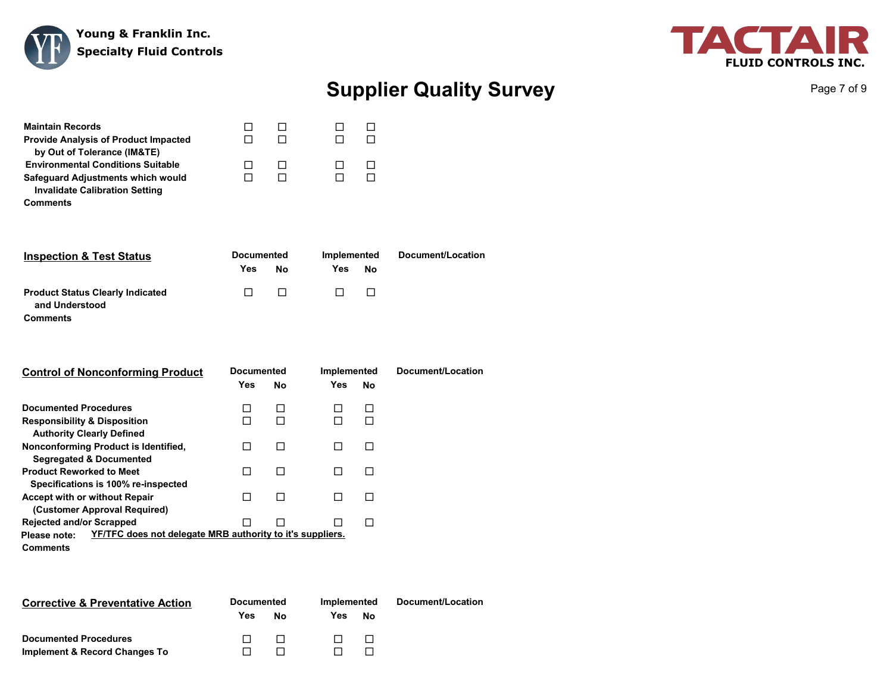# Supplier Quality Survey

| | Documented Yes | Documented No | Implemented Yes | Implemented No | Document/Location |
|---|---|---|---|---|---|
| Maintain Records | ☐ | ☐ | ☐ | ☐ | |
| Provide Analysis of Product Impacted by Out of Tolerance (IM&TE) | ☐ | ☐ | ☐ | ☐ | |
| Environmental Conditions Suitable | ☐ | ☐ | ☐ | ☐ | |
| Safeguard Adjustments which would Invalidate Calibration Setting | ☐ | ☐ | ☐ | ☐ | |

**Comments**

## Inspection & Test Status

| | Documented | | Implemented | | Document/Location |
|---|---|---|---|---|---|
| | Yes | No | Yes | No | |
| Product Status Clearly Indicated and Understood | ☐ | ☐ | ☐ | ☐ | |

**Comments**

## Control of Nonconforming Product

| | Documented | | Implemented | | Document/Location |
|---|---|---|---|---|---|
| | Yes | No | Yes | No | |
| Documented Procedures | ☐ | ☐ | ☐ | ☐ | |
| Responsibility & Disposition Authority Clearly Defined | ☐ | ☐ | ☐ | ☐ | |
| Nonconforming Product is Identified, Segregated & Documented | ☐ | ☐ | ☐ | ☐ | |
| Product Reworked to Meet Specifications is 100% re-inspected | ☐ | ☐ | ☐ | ☐ | |
| Accept with or without Repair (Customer Approval Required) | ☐ | ☐ | ☐ | ☐ | |
| Rejected and/or Scrapped | ☐ | ☐ | ☐ | ☐ | |

**Please note:** <u>**YF/TFC does not delegate MRB authority to it's suppliers.**</u>

**Comments**

## Corrective & Preventative Action

| | Documented | | Implemented | | Document/Location |
|---|---|---|---|---|---|
| | Yes | No | Yes | No | |
| Documented Procedures | ☐ | ☐ | ☐ | ☐ | |
| Implement & Record Changes To | ☐ | ☐ | ☐ | ☐ | |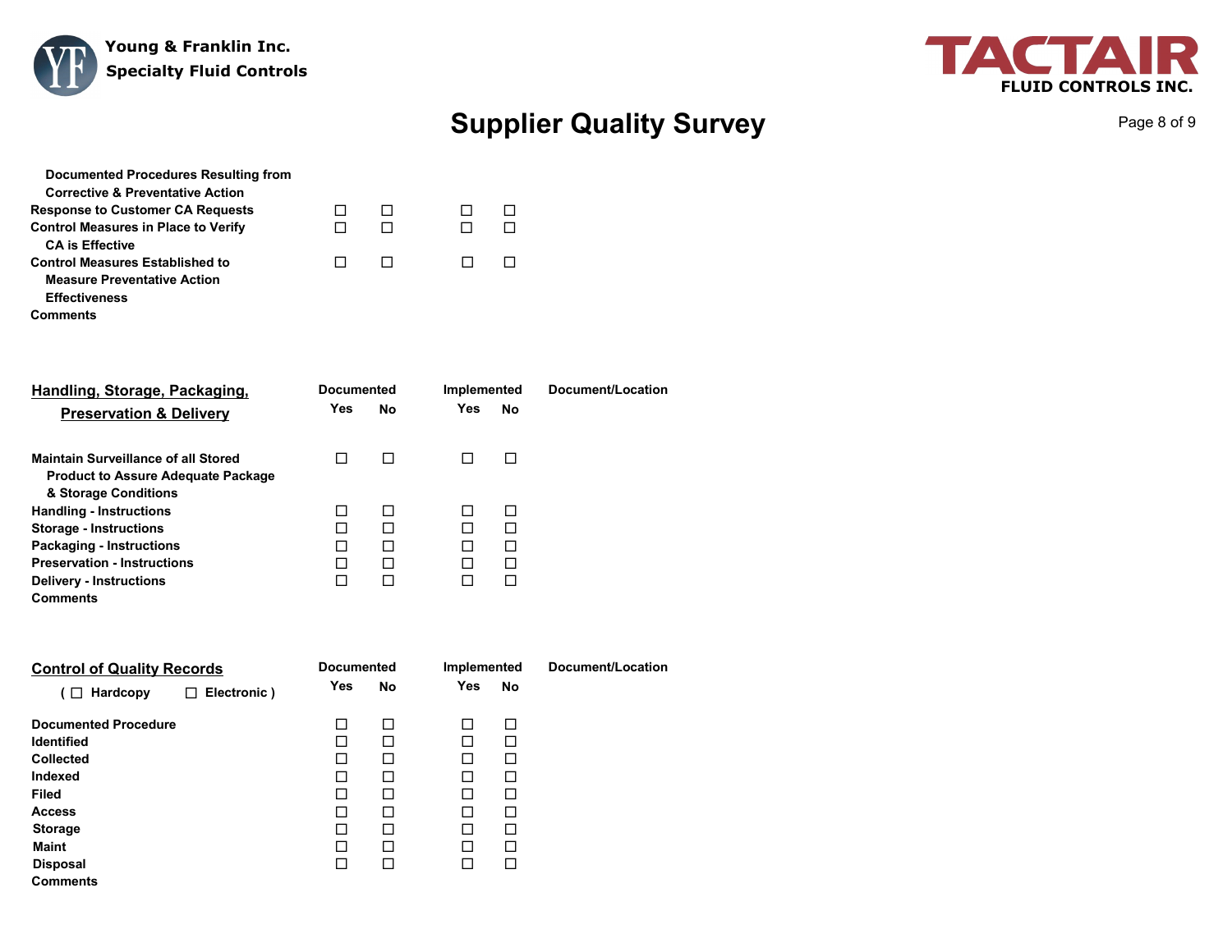| | Documented Yes | Documented No | Implemented Yes | Implemented No | Document/Location |
|---|---|---|---|---|---|
| Documented Procedures Resulting from Corrective & Preventative Action | | | | | |
| Response to Customer CA Requests | ☐ | ☐ | ☐ | ☐ | |
| Control Measures in Place to Verify CA is Effective | ☐ | ☐ | ☐ | ☐ | |
| Control Measures Established to Measure Preventative Action Effectiveness | ☐ | ☐ | ☐ | ☐ | |
| Comments | | | | | |

## Handling, Storage, Packaging, Preservation & Delivery

| | Documented Yes | Documented No | Implemented Yes | Implemented No | Document/Location |
|---|---|---|---|---|---|
| Maintain Surveillance of all Stored Product to Assure Adequate Package & Storage Conditions | ☐ | ☐ | ☐ | ☐ | |
| Handling - Instructions | ☐ | ☐ | ☐ | ☐ | |
| Storage - Instructions | ☐ | ☐ | ☐ | ☐ | |
| Packaging - Instructions | ☐ | ☐ | ☐ | ☐ | |
| Preservation - Instructions | ☐ | ☐ | ☐ | ☐ | |
| Delivery - Instructions | ☐ | ☐ | ☐ | ☐ | |
| Comments | | | | | |

## Control of Quality Records

( ☐ Hardcopy ☐ Electronic )

| | Documented Yes | Documented No | Implemented Yes | Implemented No | Document/Location |
|---|---|---|---|---|---|
| Documented Procedure | ☐ | ☐ | ☐ | ☐ | |
| Identified | ☐ | ☐ | ☐ | ☐ | |
| Collected | ☐ | ☐ | ☐ | ☐ | |
| Indexed | ☐ | ☐ | ☐ | ☐ | |
| Filed | ☐ | ☐ | ☐ | ☐ | |
| Access | ☐ | ☐ | ☐ | ☐ | |
| Storage | ☐ | ☐ | ☐ | ☐ | |
| Maint | ☐ | ☐ | ☐ | ☐ | |
| Disposal | ☐ | ☐ | ☐ | ☐ | |
| Comments | | | | | |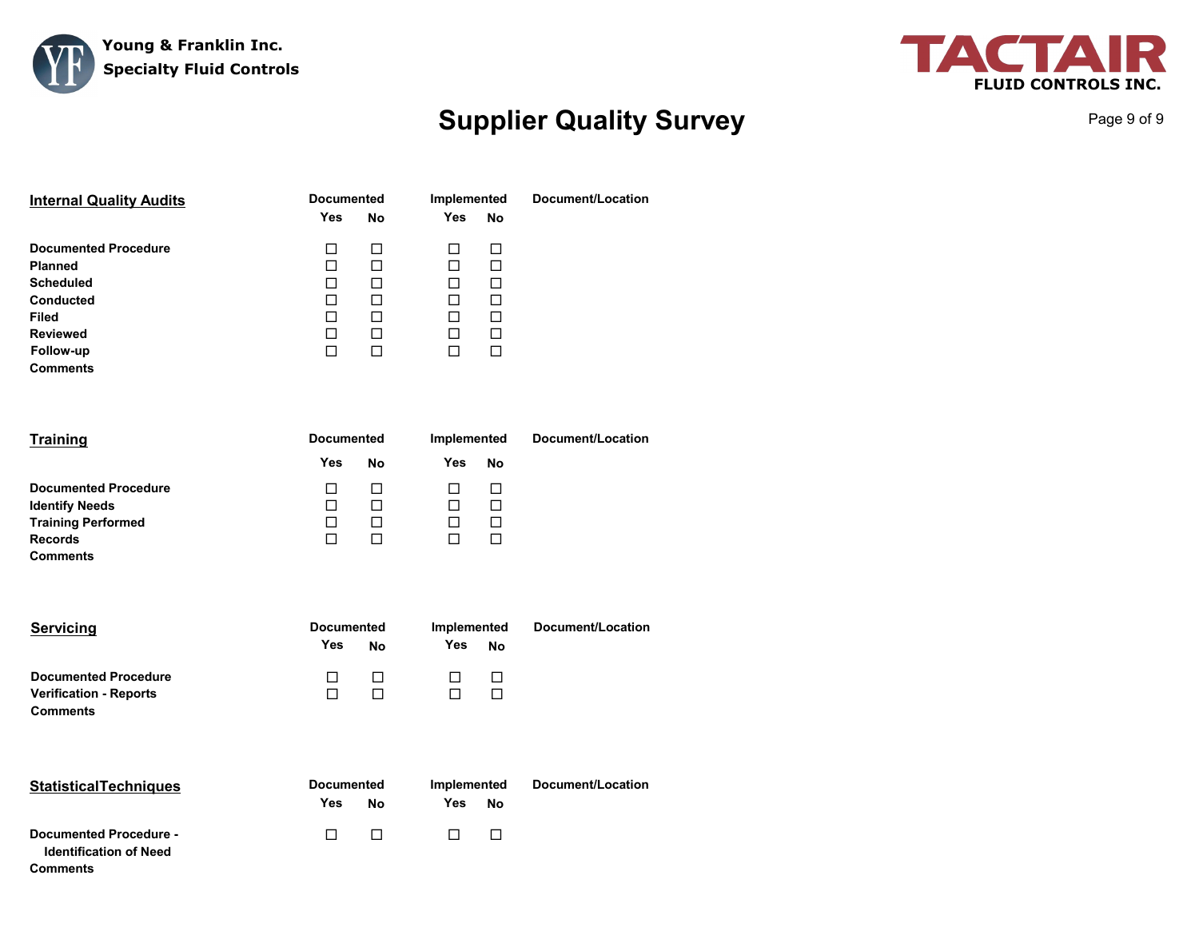Young & Franklin Inc.
Specialty Fluid Controls

TACTAIR
FLUID CONTROLS INC.

# Supplier Quality Survey

## Internal Quality Audits

| | Documented Yes | Documented No | Implemented Yes | Implemented No | Document/Location |
|---|---|---|---|---|---|
| Documented Procedure | ☐ | ☐ | ☐ | ☐ | |
| Planned | ☐ | ☐ | ☐ | ☐ | |
| Scheduled | ☐ | ☐ | ☐ | ☐ | |
| Conducted | ☐ | ☐ | ☐ | ☐ | |
| Filed | ☐ | ☐ | ☐ | ☐ | |
| Reviewed | ☐ | ☐ | ☐ | ☐ | |
| Follow-up | ☐ | ☐ | ☐ | ☐ | |

Comments

## Training

| | Documented Yes | Documented No | Implemented Yes | Implemented No | Document/Location |
|---|---|---|---|---|---|
| Documented Procedure | ☐ | ☐ | ☐ | ☐ | |
| Identify Needs | ☐ | ☐ | ☐ | ☐ | |
| Training Performed | ☐ | ☐ | ☐ | ☐ | |
| Records | ☐ | ☐ | ☐ | ☐ | |

Comments

## Servicing

| | Documented Yes | Documented No | Implemented Yes | Implemented No | Document/Location |
|---|---|---|---|---|---|
| Documented Procedure | ☐ | ☐ | ☐ | ☐ | |
| Verification - Reports | ☐ | ☐ | ☐ | ☐ | |

Comments

## StatisticalTechniques

| | Documented Yes | Documented No | Implemented Yes | Implemented No | Document/Location |
|---|---|---|---|---|---|
| Documented Procedure - Identification of Need | ☐ | ☐ | ☐ | ☐ | |

Comments